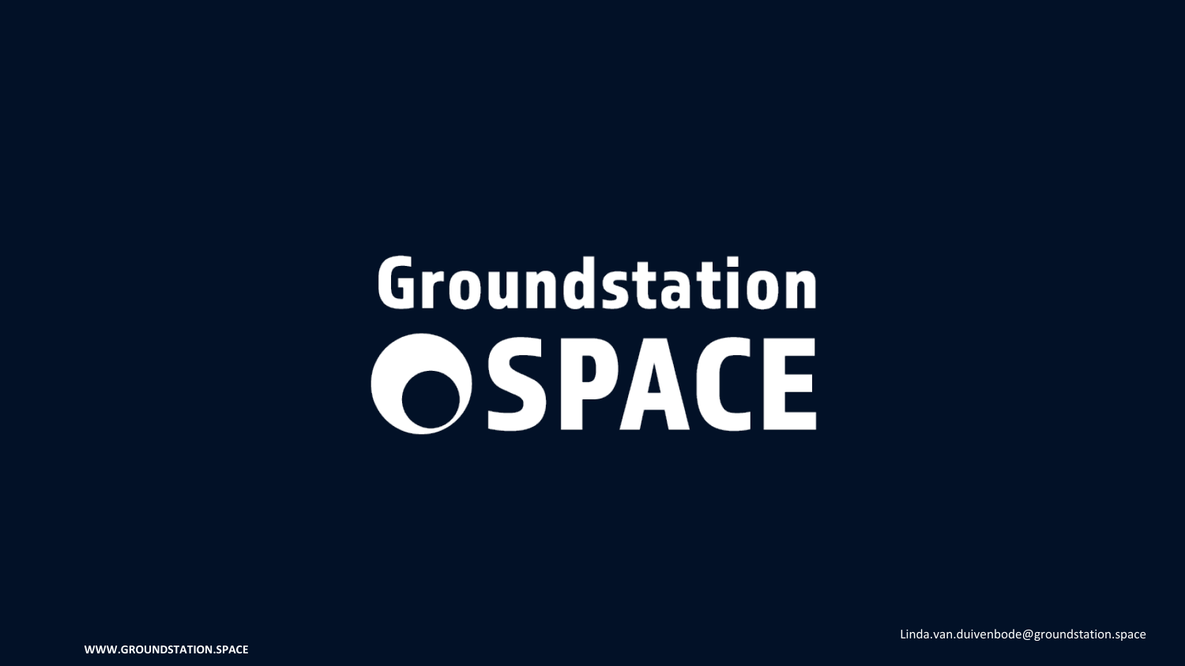# Groundstation SPACE

Linda.van.duivenbode@groundstation.space

WWW.GROUNDSTATION.SPACE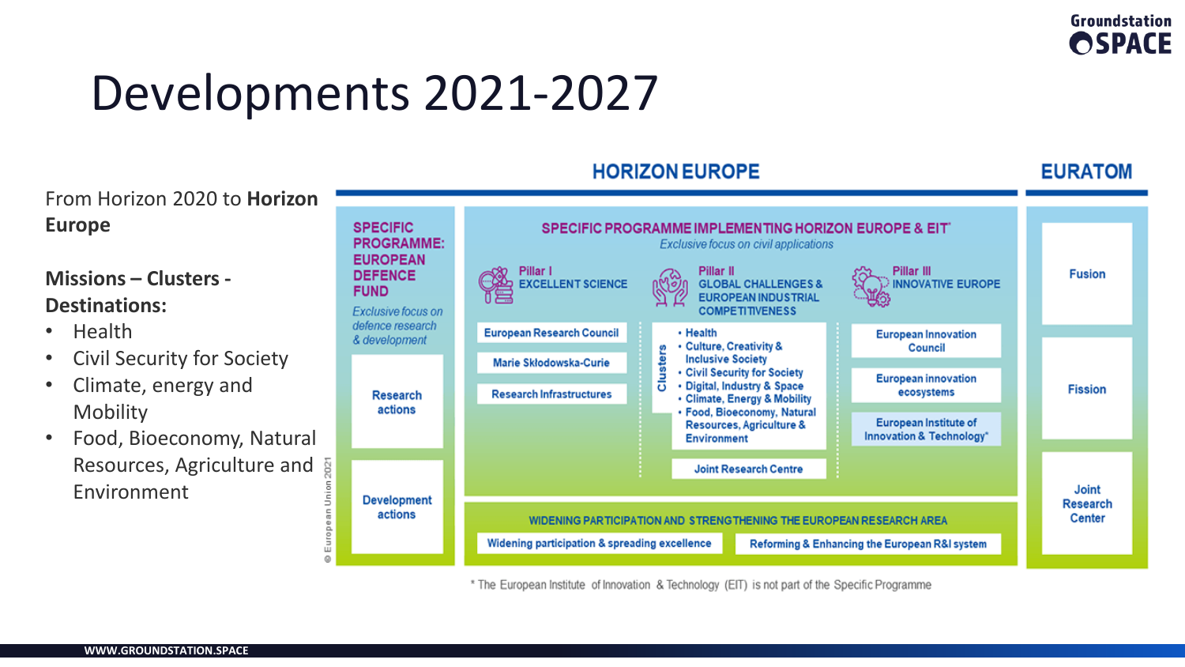# Developments 2021-2027

From Horizon 2020 to **Horizon Europe**

**Missions – Clusters - Destinations:**

- Health
- Civil Security for Society
- Climate, energy and Mobility
- Food, Bioeconomy, Natural Resources, Agriculture and Environment

## HORIZON EUROPE

**SPECIFIC PROGRAMME: EUROPEAN DEFENCE FUND**

*Exclusive focus on defence research & development*

- Research actions
- Development actions

**SPECIFIC PROGRAMME IMPLEMENTING HORIZON EUROPE & EIT***

*Exclusive focus on civil applications*

**Pillar I – EXCELLENT SCIENCE**

- European Research Council
- Marie Skłodowska-Curie
- Research Infrastructures

**Pillar II – GLOBAL CHALLENGES & EUROPEAN INDUSTRIAL COMPETITIVENESS**

Clusters:

- Health
- Culture, Creativity & Inclusive Society
- Civil Security for Society
- Digital, Industry & Space
- Climate, Energy & Mobility
- Food, Bioeconomy, Natural Resources, Agriculture & Environment

Joint Research Centre

**Pillar III – INNOVATIVE EUROPE**

- European Innovation Council
- European innovation ecosystems
- European Institute of Innovation & Technology*

**WIDENING PARTICIPATION AND STRENGTHENING THE EUROPEAN RESEARCH AREA**

- Widening participation & spreading excellence
- Reforming & Enhancing the European R&I system

## EURATOM

- Fusion
- Fission
- Joint Research Center

\* The European Institute of Innovation & Technology (EIT) is not part of the Specific Programme

© European Union 2021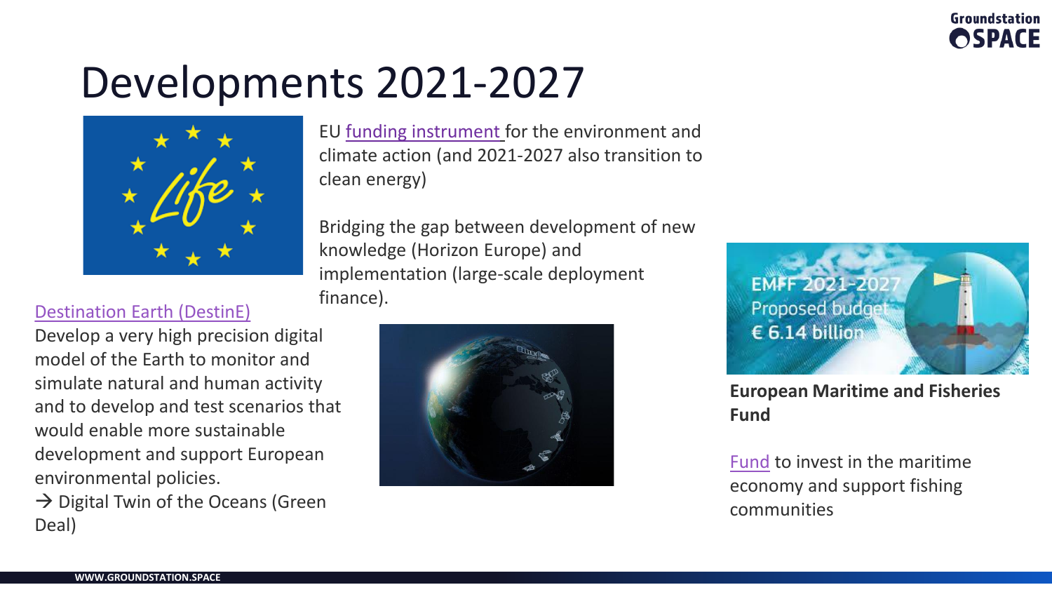# Developments 2021-2027

EU funding instrument for the environment and climate action (and 2021-2027 also transition to clean energy)

Bridging the gap between development of new knowledge (Horizon Europe) and implementation (large-scale deployment finance).

Destination Earth (DestinE)

Develop a very high precision digital model of the Earth to monitor and simulate natural and human activity and to develop and test scenarios that would enable more sustainable development and support European environmental policies.

→ Digital Twin of the Oceans (Green Deal)

EMFF 2021-2027
Proposed budget
€ 6.14 billion

**European Maritime and Fisheries Fund**

Fund to invest in the maritime economy and support fishing communities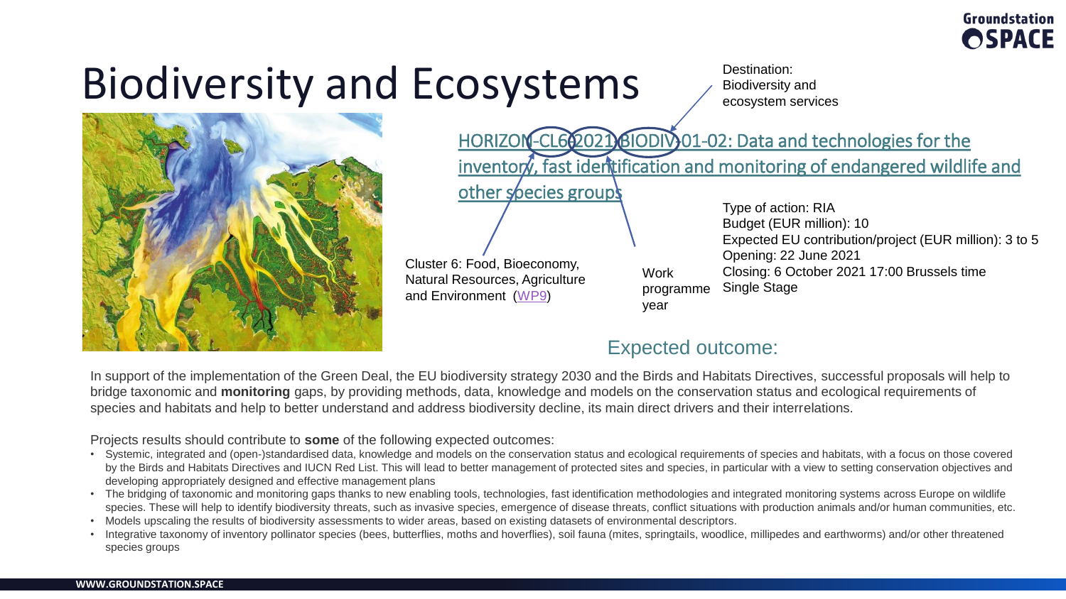# Biodiversity and Ecosystems

Destination: Biodiversity and ecosystem services

## HORIZON-CL6-2021-BIODIV-01-02: Data and technologies for the inventory, fast identification and monitoring of endangered wildlife and other species groups

Cluster 6: Food, Bioeconomy, Natural Resources, Agriculture and Environment (WP9)

Work programme year

Type of action: RIA
Budget (EUR million): 10
Expected EU contribution/project (EUR million): 3 to 5
Opening: 22 June 2021
Closing: 6 October 2021 17:00 Brussels time
Single Stage

### Expected outcome:

In support of the implementation of the Green Deal, the EU biodiversity strategy 2030 and the Birds and Habitats Directives, successful proposals will help to bridge taxonomic and **monitoring** gaps, by providing methods, data, knowledge and models on the conservation status and ecological requirements of species and habitats and help to better understand and address biodiversity decline, its main direct drivers and their interrelations.

Projects results should contribute to **some** of the following expected outcomes:

- Systemic, integrated and (open-)standardised data, knowledge and models on the conservation status and ecological requirements of species and habitats, with a focus on those covered by the Birds and Habitats Directives and IUCN Red List. This will lead to better management of protected sites and species, in particular with a view to setting conservation objectives and developing appropriately designed and effective management plans
- The bridging of taxonomic and monitoring gaps thanks to new enabling tools, technologies, fast identification methodologies and integrated monitoring systems across Europe on wildlife species. These will help to identify biodiversity threats, such as invasive species, emergence of disease threats, conflict situations with production animals and/or human communities, etc.
- Models upscaling the results of biodiversity assessments to wider areas, based on existing datasets of environmental descriptors.
- Integrative taxonomy of inventory pollinator species (bees, butterflies, moths and hoverflies), soil fauna (mites, springtails, woodlice, millipedes and earthworms) and/or other threatened species groups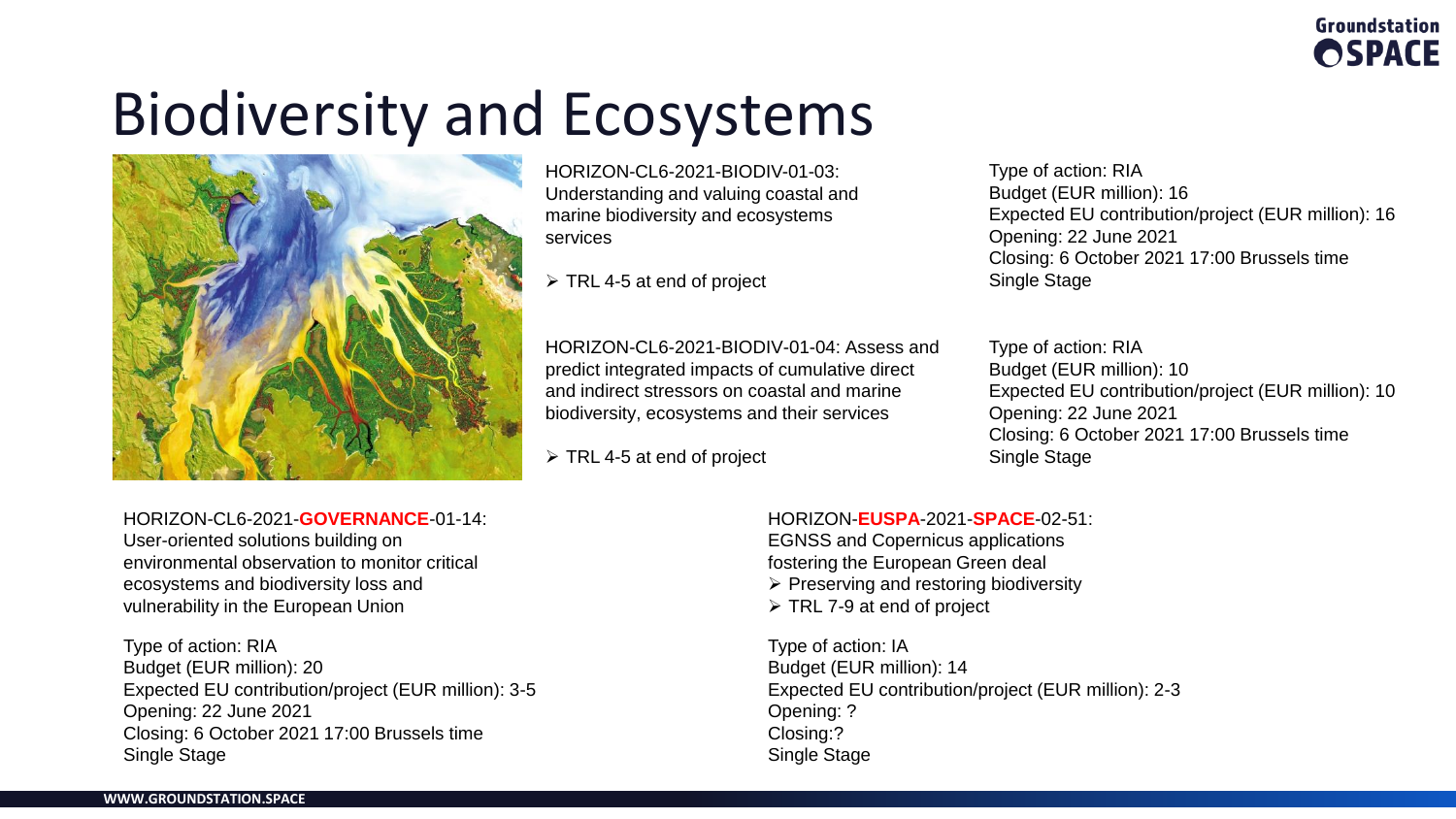# Biodiversity and Ecosystems

HORIZON-CL6-2021-BIODIV-01-03: Understanding and valuing coastal and marine biodiversity and ecosystems services

- TRL 4-5 at end of project

Type of action: RIA
Budget (EUR million): 16
Expected EU contribution/project (EUR million): 16
Opening: 22 June 2021
Closing: 6 October 2021 17:00 Brussels time
Single Stage

HORIZON-CL6-2021-BIODIV-01-04: Assess and predict integrated impacts of cumulative direct and indirect stressors on coastal and marine biodiversity, ecosystems and their services

- TRL 4-5 at end of project

Type of action: RIA
Budget (EUR million): 10
Expected EU contribution/project (EUR million): 10
Opening: 22 June 2021
Closing: 6 October 2021 17:00 Brussels time
Single Stage

HORIZON-CL6-2021-**GOVERNANCE**-01-14: User-oriented solutions building on environmental observation to monitor critical ecosystems and biodiversity loss and vulnerability in the European Union

Type of action: RIA
Budget (EUR million): 20
Expected EU contribution/project (EUR million): 3-5
Opening: 22 June 2021
Closing: 6 October 2021 17:00 Brussels time
Single Stage

HORIZON-**EUSPA**-2021-**SPACE**-02-51: EGNSS and Copernicus applications fostering the European Green deal

- Preserving and restoring biodiversity
- TRL 7-9 at end of project

Type of action: IA
Budget (EUR million): 14
Expected EU contribution/project (EUR million): 2-3
Opening: ?
Closing:?
Single Stage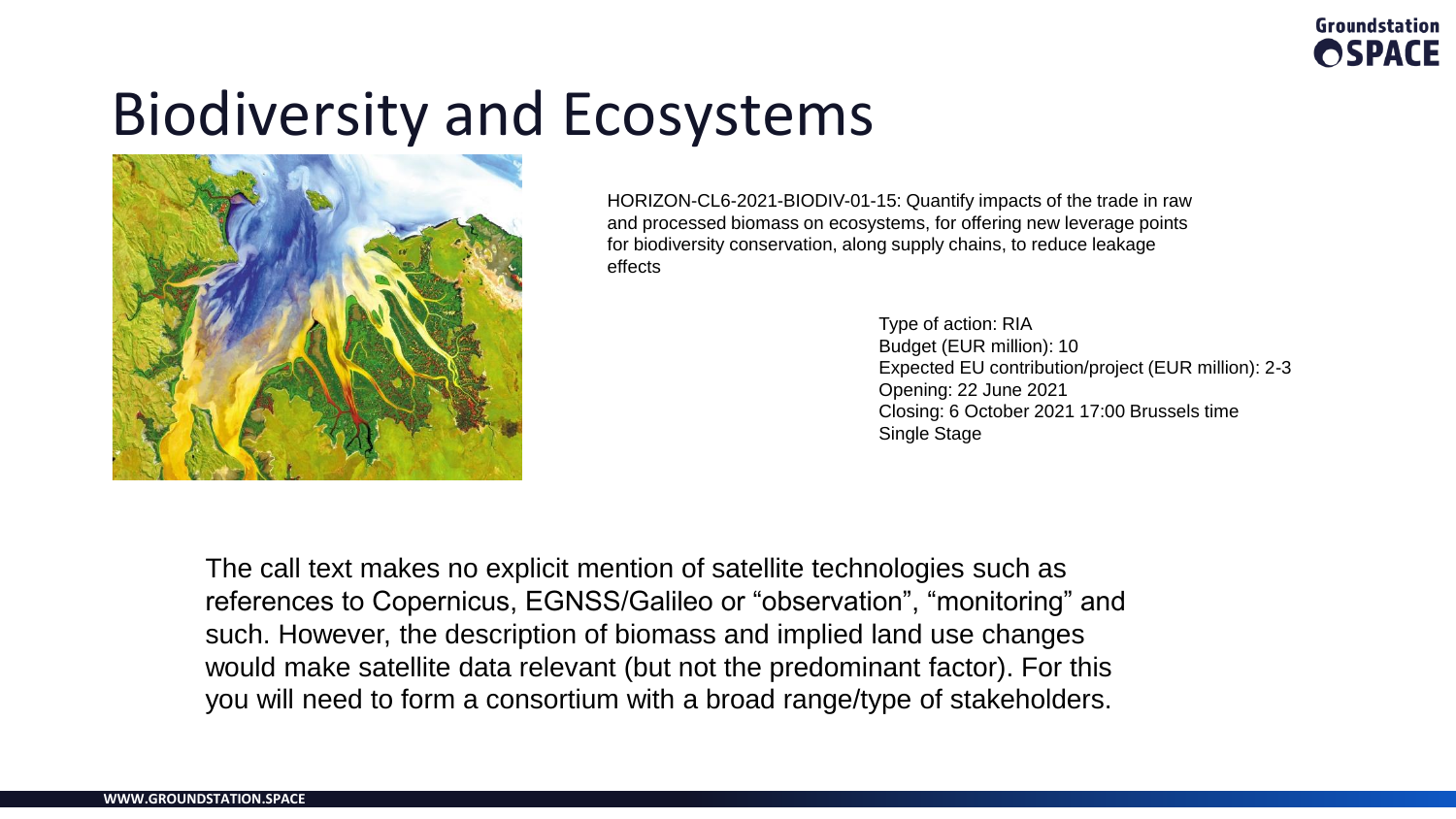# Biodiversity and Ecosystems

HORIZON-CL6-2021-BIODIV-01-15: Quantify impacts of the trade in raw and processed biomass on ecosystems, for offering new leverage points for biodiversity conservation, along supply chains, to reduce leakage effects

Type of action: RIA
Budget (EUR million): 10
Expected EU contribution/project (EUR million): 2-3
Opening: 22 June 2021
Closing: 6 October 2021 17:00 Brussels time
Single Stage

The call text makes no explicit mention of satellite technologies such as references to Copernicus, EGNSS/Galileo or "observation", "monitoring" and such. However, the description of biomass and implied land use changes would make satellite data relevant (but not the predominant factor). For this you will need to form a consortium with a broad range/type of stakeholders.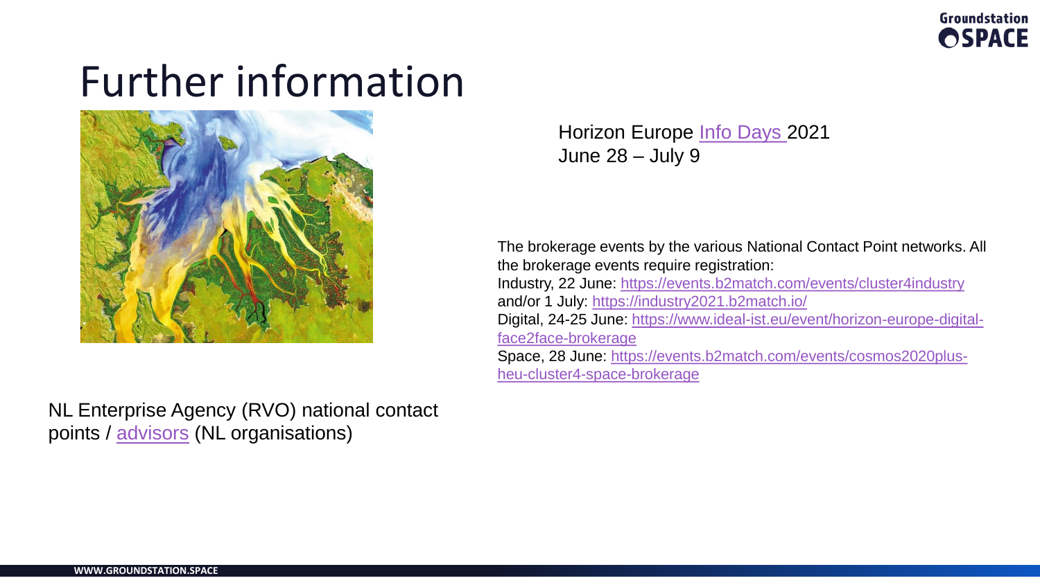# Further information

Horizon Europe Info Days 2021
June 28 – July 9

The brokerage events by the various National Contact Point networks. All the brokerage events require registration:
Industry, 22 June: https://events.b2match.com/events/cluster4industry
and/or 1 July: https://industry2021.b2match.io/
Digital, 24-25 June: https://www.ideal-ist.eu/event/horizon-europe-digital-face2face-brokerage
Space, 28 June: https://events.b2match.com/events/cosmos2020plus-heu-cluster4-space-brokerage

NL Enterprise Agency (RVO) national contact points / advisors (NL organisations)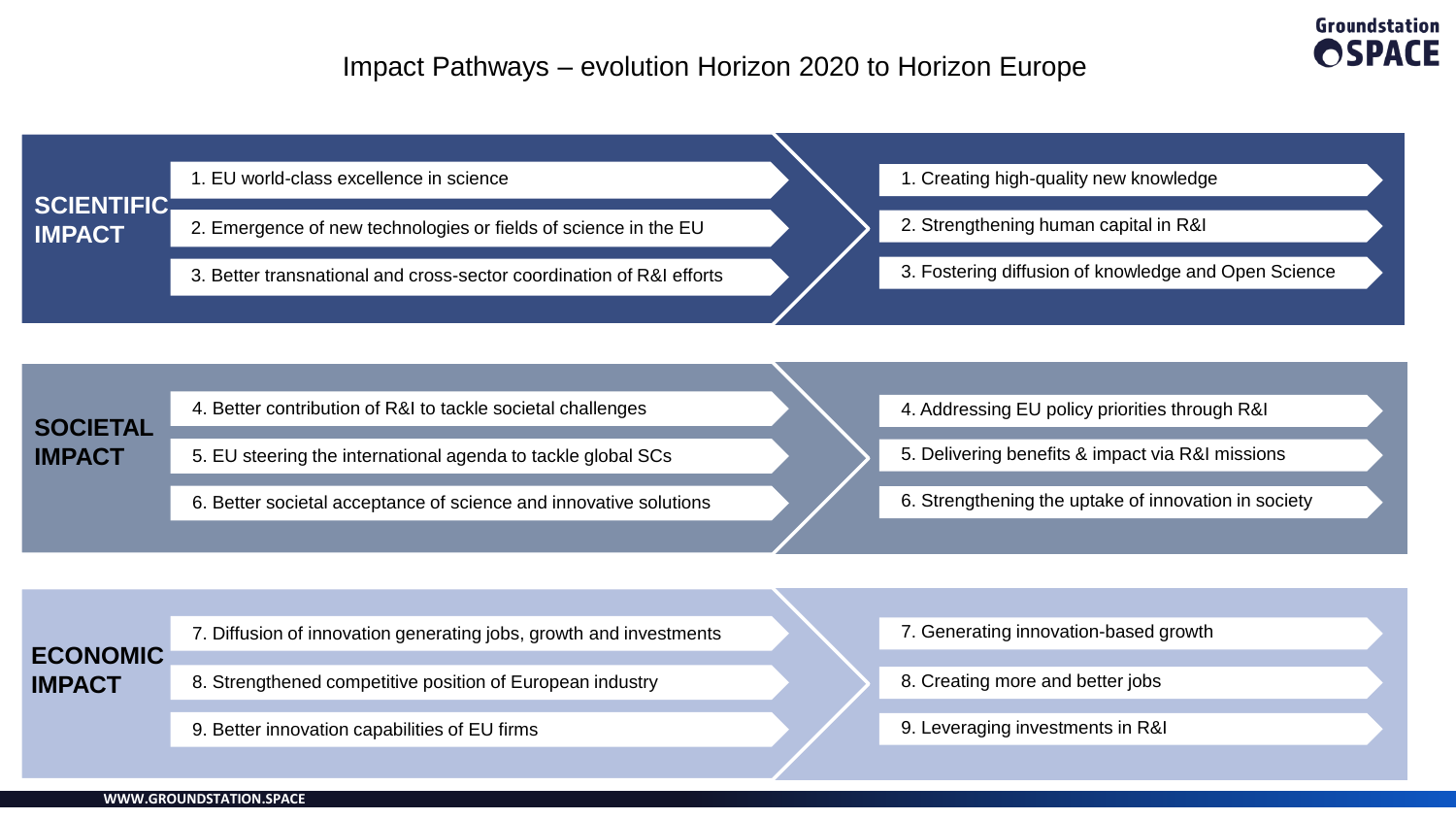# Impact Pathways – evolution Horizon 2020 to Horizon Europe

| Impact | Horizon 2020 | Horizon Europe |
| --- | --- | --- |
| **SCIENTIFIC IMPACT** | 1. EU world-class excellence in science | 1. Creating high-quality new knowledge |
| | 2. Emergence of new technologies or fields of science in the EU | 2. Strengthening human capital in R&I |
| | 3. Better transnational and cross-sector coordination of R&I efforts | 3. Fostering diffusion of knowledge and Open Science |
| **SOCIETAL IMPACT** | 4. Better contribution of R&I to tackle societal challenges | 4. Addressing EU policy priorities through R&I |
| | 5. EU steering the international agenda to tackle global SCs | 5. Delivering benefits & impact via R&I missions |
| | 6. Better societal acceptance of science and innovative solutions | 6. Strengthening the uptake of innovation in society |
| **ECONOMIC IMPACT** | 7. Diffusion of innovation generating jobs, growth and investments | 7. Generating innovation-based growth |
| | 8. Strengthened competitive position of European industry | 8. Creating more and better jobs |
| | 9. Better innovation capabilities of EU firms | 9. Leveraging investments in R&I |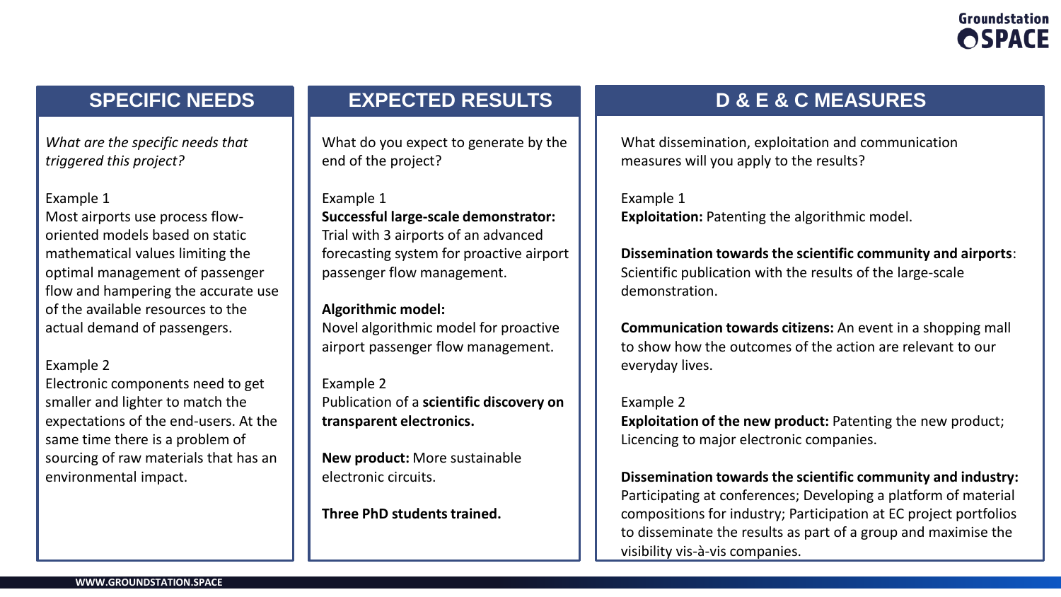## SPECIFIC NEEDS

*What are the specific needs that triggered this project?*

Example 1
Most airports use process flow-oriented models based on static mathematical values limiting the optimal management of passenger flow and hampering the accurate use of the available resources to the actual demand of passengers.

Example 2
Electronic components need to get smaller and lighter to match the expectations of the end-users. At the same time there is a problem of sourcing of raw materials that has an environmental impact.

## EXPECTED RESULTS

What do you expect to generate by the end of the project?

Example 1
**Successful large-scale demonstrator:**
Trial with 3 airports of an advanced forecasting system for proactive airport passenger flow management.

**Algorithmic model:**
Novel algorithmic model for proactive airport passenger flow management.

Example 2
Publication of a **scientific discovery on transparent electronics.**

**New product:** More sustainable electronic circuits.

**Three PhD students trained.**

## D & E & C MEASURES

What dissemination, exploitation and communication measures will you apply to the results?

Example 1
**Exploitation:** Patenting the algorithmic model.

**Dissemination towards the scientific community and airports**: Scientific publication with the results of the large-scale demonstration.

**Communication towards citizens:** An event in a shopping mall to show how the outcomes of the action are relevant to our everyday lives.

Example 2
**Exploitation of the new product:** Patenting the new product; Licencing to major electronic companies.

**Dissemination towards the scientific community and industry:** Participating at conferences; Developing a platform of material compositions for industry; Participation at EC project portfolios to disseminate the results as part of a group and maximise the visibility vis-à-vis companies.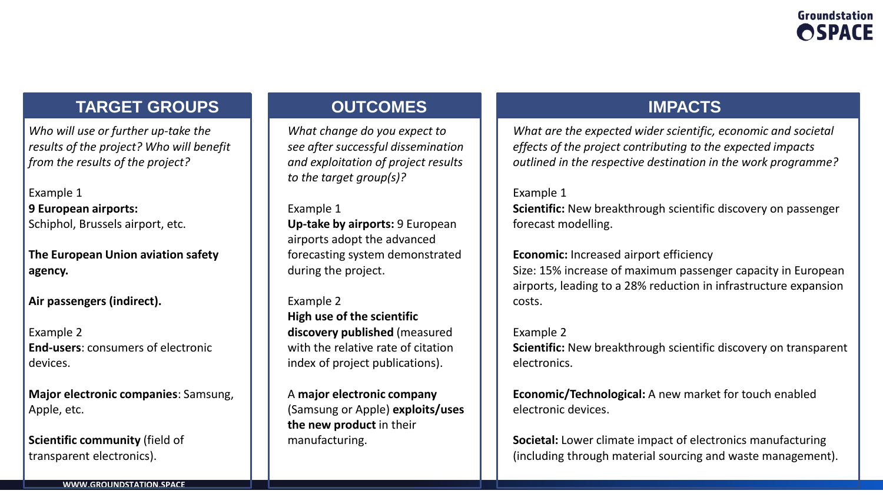## TARGET GROUPS

*Who will use or further up-take the results of the project? Who will benefit from the results of the project?*

Example 1

**9 European airports:**
Schiphol, Brussels airport, etc.

**The European Union aviation safety agency.**

**Air passengers (indirect).**

Example 2

**End-users**: consumers of electronic devices.

**Major electronic companies**: Samsung, Apple, etc.

**Scientific community** (field of transparent electronics).

## OUTCOMES

*What change do you expect to see after successful dissemination and exploitation of project results to the target group(s)?*

Example 1

**Up-take by airports:** 9 European airports adopt the advanced forecasting system demonstrated during the project.

Example 2

**High use of the scientific discovery published** (measured with the relative rate of citation index of project publications).

A **major electronic company** (Samsung or Apple) **exploits/uses the new product** in their manufacturing.

## IMPACTS

*What are the expected wider scientific, economic and societal effects of the project contributing to the expected impacts outlined in the respective destination in the work programme?*

Example 1

**Scientific:** New breakthrough scientific discovery on passenger forecast modelling.

**Economic:** Increased airport efficiency
Size: 15% increase of maximum passenger capacity in European airports, leading to a 28% reduction in infrastructure expansion costs.

Example 2

**Scientific:** New breakthrough scientific discovery on transparent electronics.

**Economic/Technological:** A new market for touch enabled electronic devices.

**Societal:** Lower climate impact of electronics manufacturing (including through material sourcing and waste management).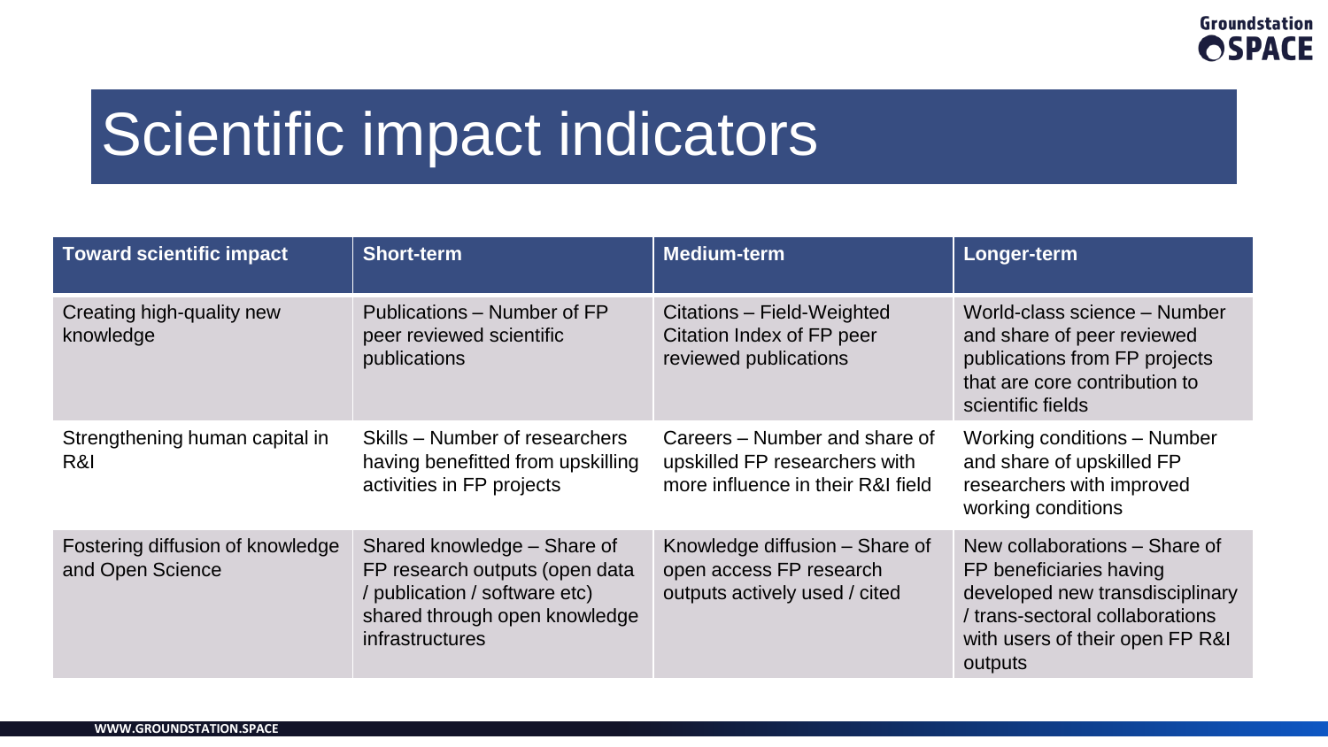# Scientific impact indicators

| Toward scientific impact | Short-term | Medium-term | Longer-term |
|---|---|---|---|
| Creating high-quality new knowledge | Publications – Number of FP peer reviewed scientific publications | Citations – Field-Weighted Citation Index of FP peer reviewed publications | World-class science – Number and share of peer reviewed publications from FP projects that are core contribution to scientific fields |
| Strengthening human capital in R&I | Skills – Number of researchers having benefitted from upskilling activities in FP projects | Careers – Number and share of upskilled FP researchers with more influence in their R&I field | Working conditions – Number and share of upskilled FP researchers with improved working conditions |
| Fostering diffusion of knowledge and Open Science | Shared knowledge – Share of FP research outputs (open data / publication / software etc) shared through open knowledge infrastructures | Knowledge diffusion – Share of open access FP research outputs actively used / cited | New collaborations – Share of FP beneficiaries having developed new transdisciplinary / trans-sectoral collaborations with users of their open FP R&I outputs |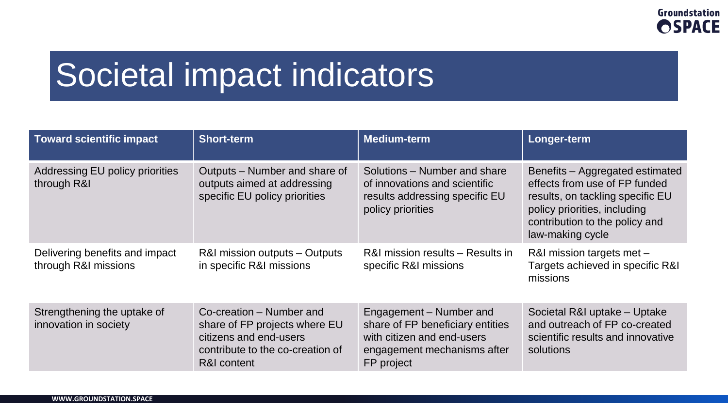# Societal impact indicators

| Toward scientific impact | Short-term | Medium-term | Longer-term |
|---|---|---|---|
| Addressing EU policy priorities through R&I | Outputs – Number and share of outputs aimed at addressing specific EU policy priorities | Solutions – Number and share of innovations and scientific results addressing specific EU policy priorities | Benefits – Aggregated estimated effects from use of FP funded results, on tackling specific EU policy priorities, including contribution to the policy and law-making cycle |
| Delivering benefits and impact through R&I missions | R&I mission outputs – Outputs in specific R&I missions | R&I mission results – Results in specific R&I missions | R&I mission targets met – Targets achieved in specific R&I missions |
| Strengthening the uptake of innovation in society | Co-creation – Number and share of FP projects where EU citizens and end-users contribute to the co-creation of R&I content | Engagement – Number and share of FP beneficiary entities with citizen and end-users engagement mechanisms after FP project | Societal R&I uptake – Uptake and outreach of FP co-created scientific results and innovative solutions |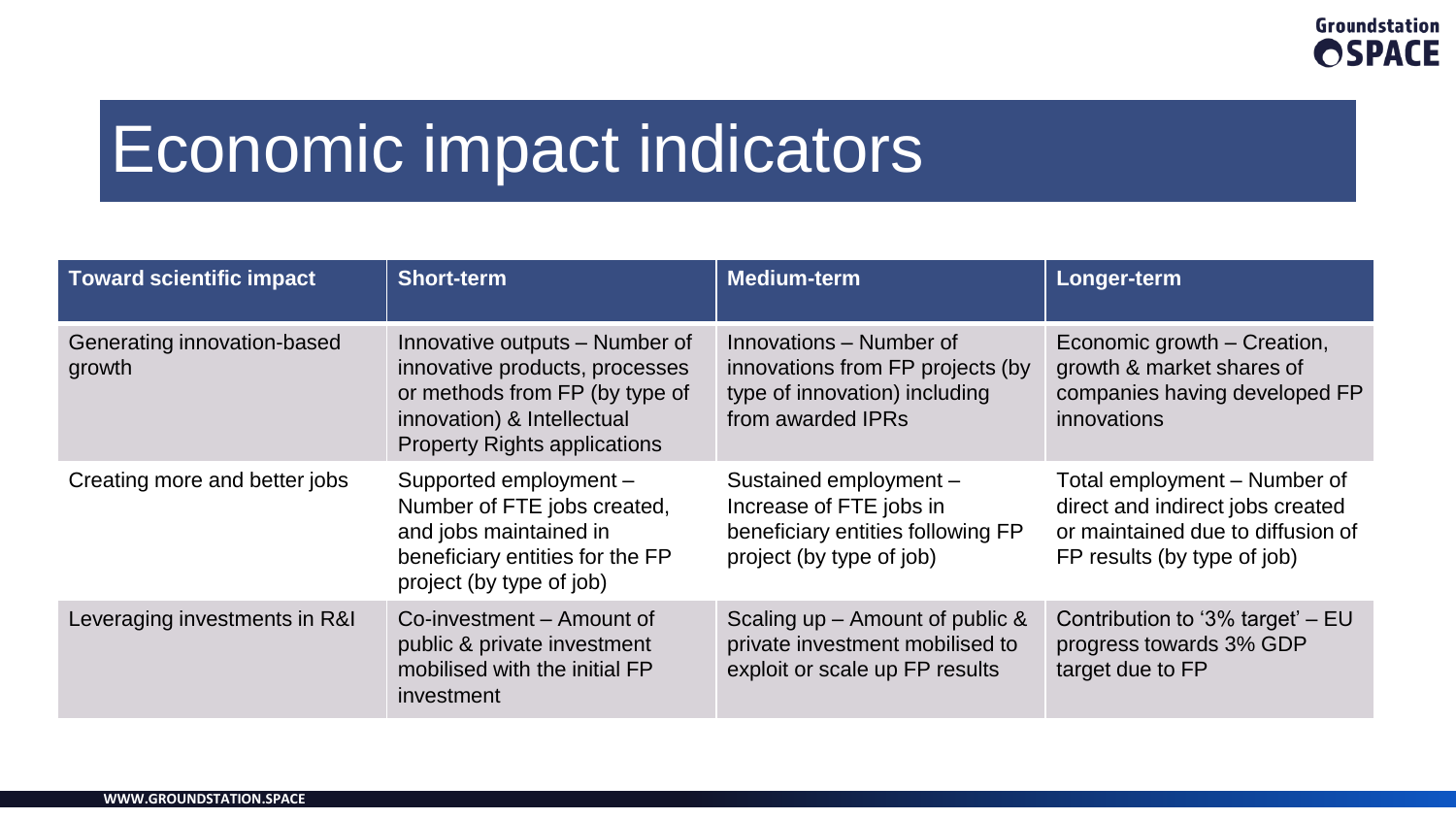# Economic impact indicators

| Toward scientific impact | Short-term | Medium-term | Longer-term |
|---|---|---|---|
| Generating innovation-based growth | Innovative outputs – Number of innovative products, processes or methods from FP (by type of innovation) & Intellectual Property Rights applications | Innovations – Number of innovations from FP projects (by type of innovation) including from awarded IPRs | Economic growth – Creation, growth & market shares of companies having developed FP innovations |
| Creating more and better jobs | Supported employment – Number of FTE jobs created, and jobs maintained in beneficiary entities for the FP project (by type of job) | Sustained employment – Increase of FTE jobs in beneficiary entities following FP project (by type of job) | Total employment – Number of direct and indirect jobs created or maintained due to diffusion of FP results (by type of job) |
| Leveraging investments in R&I | Co-investment – Amount of public & private investment mobilised with the initial FP investment | Scaling up – Amount of public & private investment mobilised to exploit or scale up FP results | Contribution to '3% target' – EU progress towards 3% GDP target due to FP |